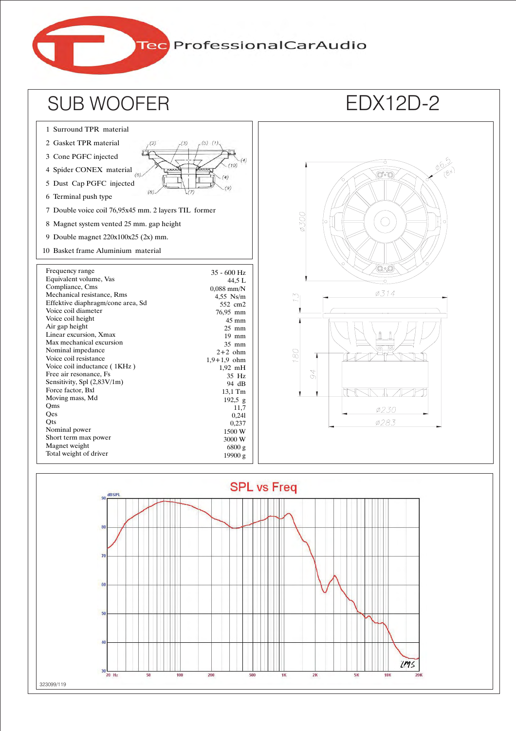TecProfessionalCarAudio

# SUB WOOFER

# EDX12D-2

1 Surround TPR material
2 Gasket TPR material
3 Cone PGFC injected
4 Spider CONEX material
5 Dust Cap PGFC injected
6 Terminal push type
7 Double voice coil 76,95x45 mm. 2 layers TIL former
8 Magnet system vented 25 mm. gap height
9 Double magnet 220x100x25 (2x) mm.
10 Basket frame Aluminium material

| Parameter | Value |
|---|---|
| Frequency range | 35 - 600 Hz |
| Equivalent volume, Vas | 44,5 L |
| Compliance, Cms | 0,088 mm/N |
| Mechanical resistance, Rms | 4,55 Ns/m |
| Effektive diaphragm/cone area, Sd | 552 cm2 |
| Voice coil diameter | 76,95 mm |
| Voice coil height | 45 mm |
| Air gap height | 25 mm |
| Linear excursion, Xmax | 19 mm |
| Max mechanical excursion | 35 mm |
| Nominal impedance | 2+2 ohm |
| Voice coil resistance | 1,9+1,9 ohm |
| Voice coil inductance ( 1KHz ) | 1,92 mH |
| Free air resonance, Fs | 35 Hz |
| Sensitivity, Spl (2,83V/1m) | 94 dB |
| Force factor, Bxl | 13,1 Tm |
| Moving mass, Md | 192,5 g |
| Qms | 11,7 |
| Qes | 0,241 |
| Qts | 0,237 |
| Nominal power | 1500 W |
| Short term max power | 3000 W |
| Magnet weight | 6800 g |
| Total weight of driver | 19900 g |

SPL vs Freq

323099/119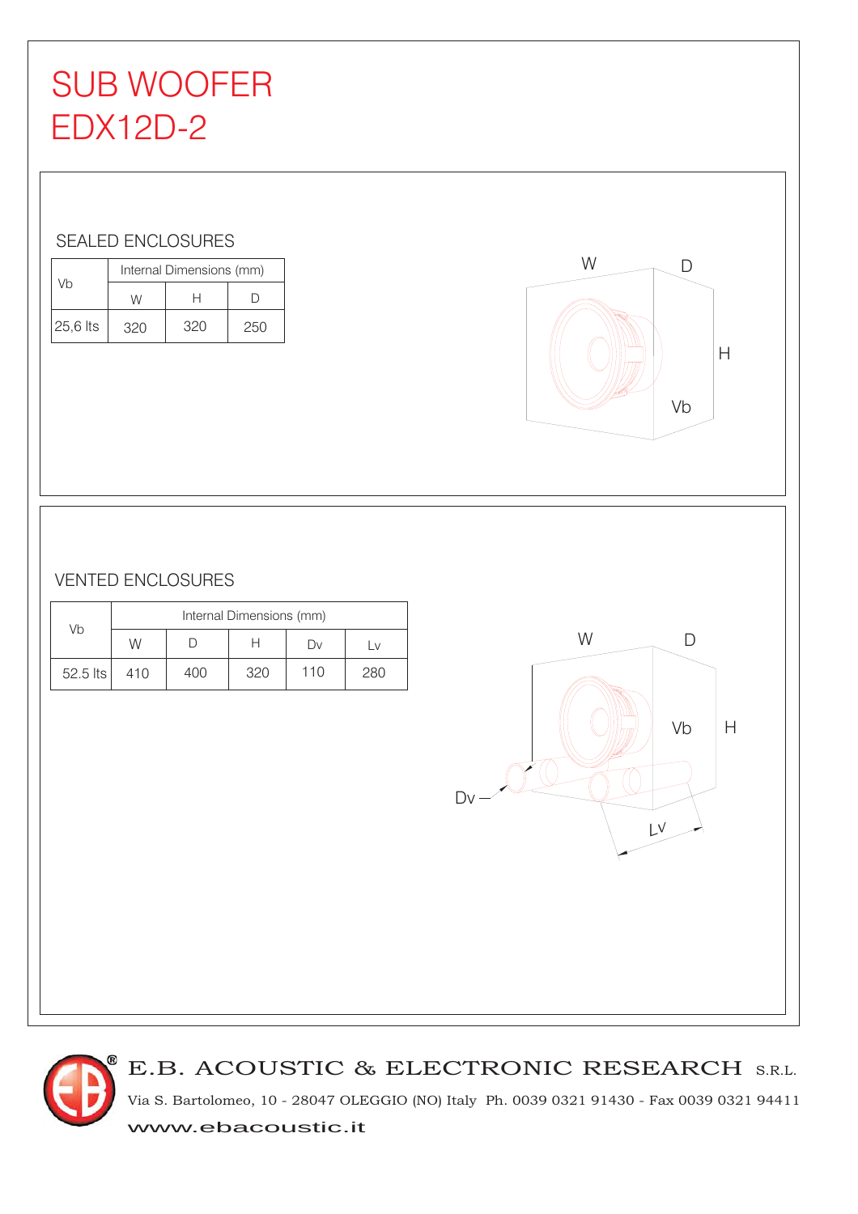# SUB WOOFER
# EDX12D-2

## SEALED ENCLOSURES

| Vb | Internal Dimensions (mm) | | |
|---|---|---|---|
| | W | H | D |
| 25,6 lts | 320 | 320 | 250 |

W
D
H
Vb

## VENTED ENCLOSURES

| Vb | Internal Dimensions (mm) | | | | |
|---|---|---|---|---|---|
| | W | D | H | Dv | Lv |
| 52.5 lts | 410 | 400 | 320 | 110 | 280 |

W
D
Vb
H
Dv
Lv

E.B. ACOUSTIC & ELECTRONIC RESEARCH S.R.L.

Via S. Bartolomeo, 10 - 28047 OLEGGIO (NO) Italy Ph. 0039 0321 91430 - Fax 0039 0321 94411

www.ebacoustic.it